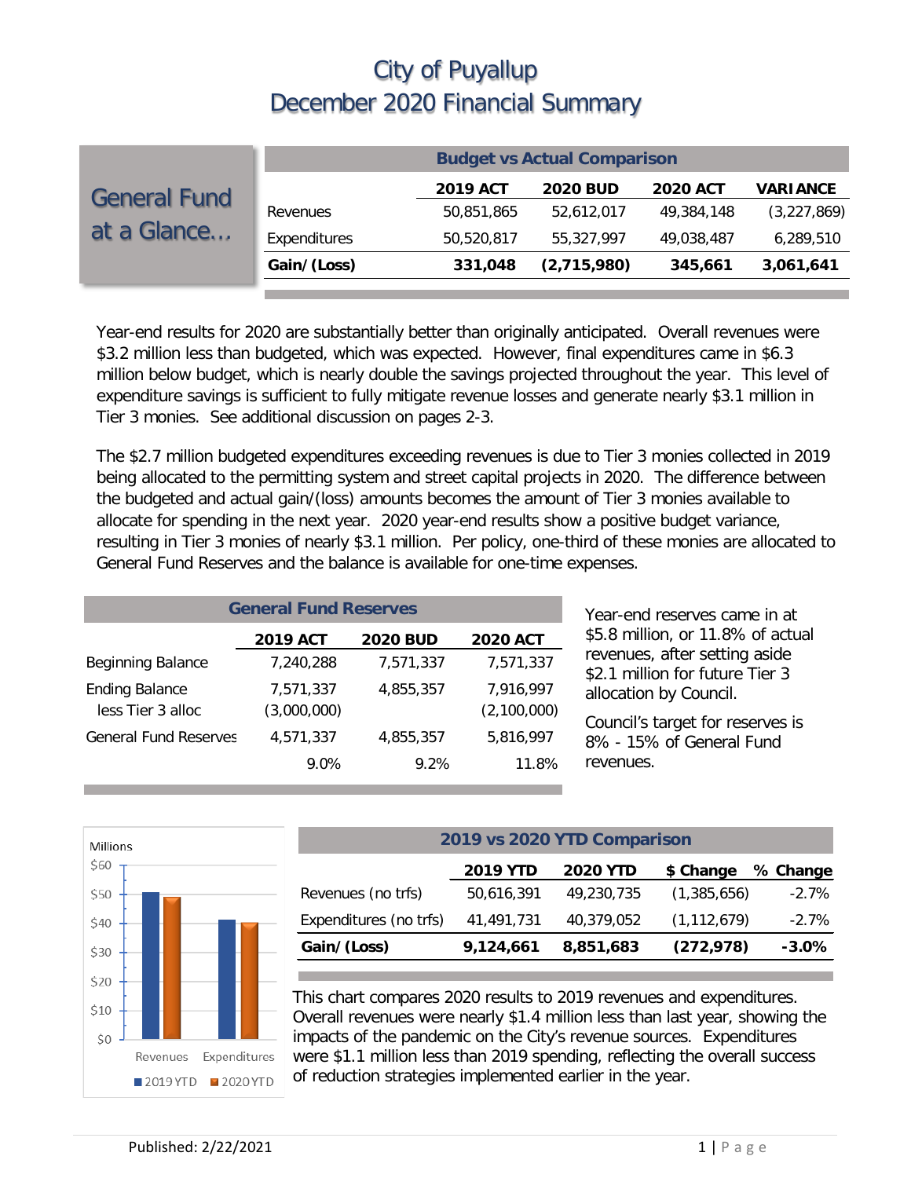# City of Puyallup
# December 2020 Financial Summary

## General Fund at a Glance…

| Budget vs Actual Comparison | | | | |
|---|---|---|---|---|
| | **2019 ACT** | **2020 BUD** | **2020 ACT** | **VARIANCE** |
| Revenues | 50,851,865 | 52,612,017 | 49,384,148 | (3,227,869) |
| Expenditures | 50,520,817 | 55,327,997 | 49,038,487 | 6,289,510 |
| **Gain/(Loss)** | **331,048** | **(2,715,980)** | **345,661** | **3,061,641** |

Year-end results for 2020 are substantially better than originally anticipated. Overall revenues were $3.2 million less than budgeted, which was expected. However, final expenditures came in $6.3 million below budget, which is nearly double the savings projected throughout the year. This level of expenditure savings is sufficient to fully mitigate revenue losses and generate nearly $3.1 million in Tier 3 monies. See additional discussion on pages 2-3.

The $2.7 million budgeted expenditures exceeding revenues is due to Tier 3 monies collected in 2019 being allocated to the permitting system and street capital projects in 2020. The difference between the budgeted and actual gain/(loss) amounts becomes the amount of Tier 3 monies available to allocate for spending in the next year. 2020 year-end results show a positive budget variance, resulting in Tier 3 monies of nearly $3.1 million. Per policy, one-third of these monies are allocated to General Fund Reserves and the balance is available for one-time expenses.

| General Fund Reserves | | | |
|---|---|---|---|
| | **2019 ACT** | **2020 BUD** | **2020 ACT** |
| Beginning Balance | 7,240,288 | 7,571,337 | 7,571,337 |
| Ending Balance | 7,571,337 | 4,855,357 | 7,916,997 |
| less Tier 3 alloc | (3,000,000) | | (2,100,000) |
| General Fund Reserves | 4,571,337 | 4,855,357 | 5,816,997 |
| | 9.0% | 9.2% | 11.8% |

Year-end reserves came in at $5.8 million, or 11.8% of actual revenues, after setting aside $2.1 million for future Tier 3 allocation by Council.

Council's target for reserves is 8% - 15% of General Fund revenues.

| 2019 vs 2020 YTD Comparison | | | | |
|---|---|---|---|---|
| | **2019 YTD** | **2020 YTD** | **$ Change** | **% Change** |
| Revenues (no trfs) | 50,616,391 | 49,230,735 | (1,385,656) | -2.7% |
| Expenditures (no trfs) | 41,491,731 | 40,379,052 | (1,112,679) | -2.7% |
| **Gain/(Loss)** | **9,124,661** | **8,851,683** | **(272,978)** | **-3.0%** |

This chart compares 2020 results to 2019 revenues and expenditures. Overall revenues were nearly $1.4 million less than last year, showing the impacts of the pandemic on the City's revenue sources. Expenditures were $1.1 million less than 2019 spending, reflecting the overall success of reduction strategies implemented earlier in the year.

Published: 2/22/2021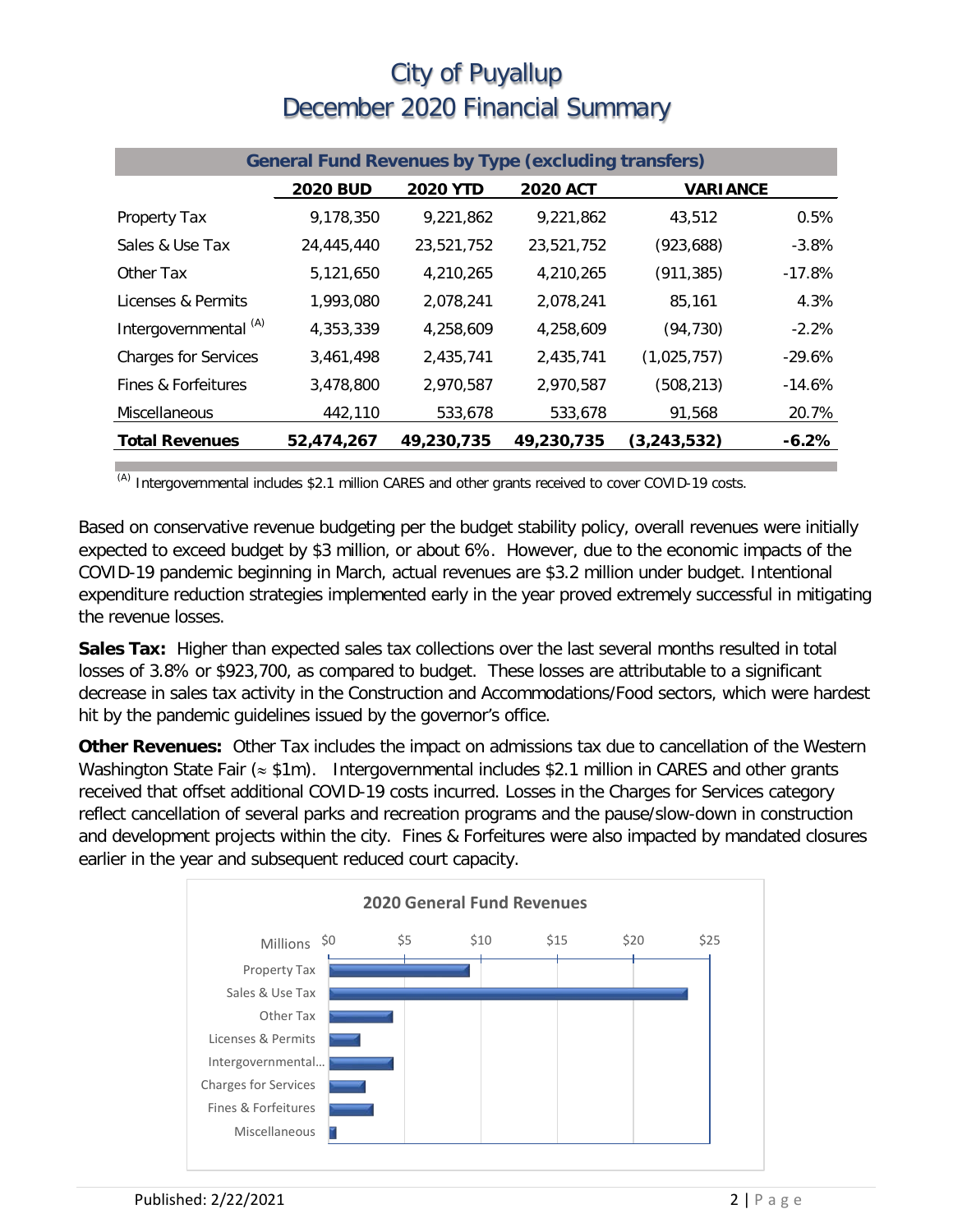# City of Puyallup
# December 2020 Financial Summary

| General Fund Revenues by Type (excluding transfers) | | | | | |
|---|---|---|---|---|---|
| | **2020 BUD** | **2020 YTD** | **2020 ACT** | **VARIANCE** | |
| Property Tax | 9,178,350 | 9,221,862 | 9,221,862 | 43,512 | 0.5% |
| Sales & Use Tax | 24,445,440 | 23,521,752 | 23,521,752 | (923,688) | -3.8% |
| Other Tax | 5,121,650 | 4,210,265 | 4,210,265 | (911,385) | -17.8% |
| Licenses & Permits | 1,993,080 | 2,078,241 | 2,078,241 | 85,161 | 4.3% |
| Intergovernmental [(A)] | 4,353,339 | 4,258,609 | 4,258,609 | (94,730) | -2.2% |
| Charges for Services | 3,461,498 | 2,435,741 | 2,435,741 | (1,025,757) | -29.6% |
| Fines & Forfeitures | 3,478,800 | 2,970,587 | 2,970,587 | (508,213) | -14.6% |
| Miscellaneous | 442,110 | 533,678 | 533,678 | 91,568 | 20.7% |
| **Total Revenues** | **52,474,267** | **49,230,735** | **49,230,735** | **(3,243,532)** | **-6.2%** |

[(A)] Intergovernmental includes $2.1 million CARES and other grants received to cover COVID-19 costs.

Based on conservative revenue budgeting per the budget stability policy, overall revenues were initially expected to exceed budget by $3 million, or about 6%. However, due to the economic impacts of the COVID-19 pandemic beginning in March, actual revenues are $3.2 million under budget. Intentional expenditure reduction strategies implemented early in the year proved extremely successful in mitigating the revenue losses.

**Sales Tax:** Higher than expected sales tax collections over the last several months resulted in total losses of 3.8% or $923,700, as compared to budget. These losses are attributable to a significant decrease in sales tax activity in the Construction and Accommodations/Food sectors, which were hardest hit by the pandemic guidelines issued by the governor's office.

**Other Revenues:** Other Tax includes the impact on admissions tax due to cancellation of the Western Washington State Fair (≈ $1m). Intergovernmental includes $2.1 million in CARES and other grants received that offset additional COVID-19 costs incurred. Losses in the Charges for Services category reflect cancellation of several parks and recreation programs and the pause/slow-down in construction and development projects within the city. Fines & Forfeitures were also impacted by mandated closures earlier in the year and subsequent reduced court capacity.

**2020 General Fund Revenues**

| Millions | |
|---|---|
| Property Tax | ~$9.2 |
| Sales & Use Tax | ~$23.5 |
| Other Tax | ~$4.2 |
| Licenses & Permits | ~$2.1 |
| Intergovernmental... | ~$4.3 |
| Charges for Services | ~$2.4 |
| Fines & Forfeitures | ~$3.0 |
| Miscellaneous | ~$0.5 |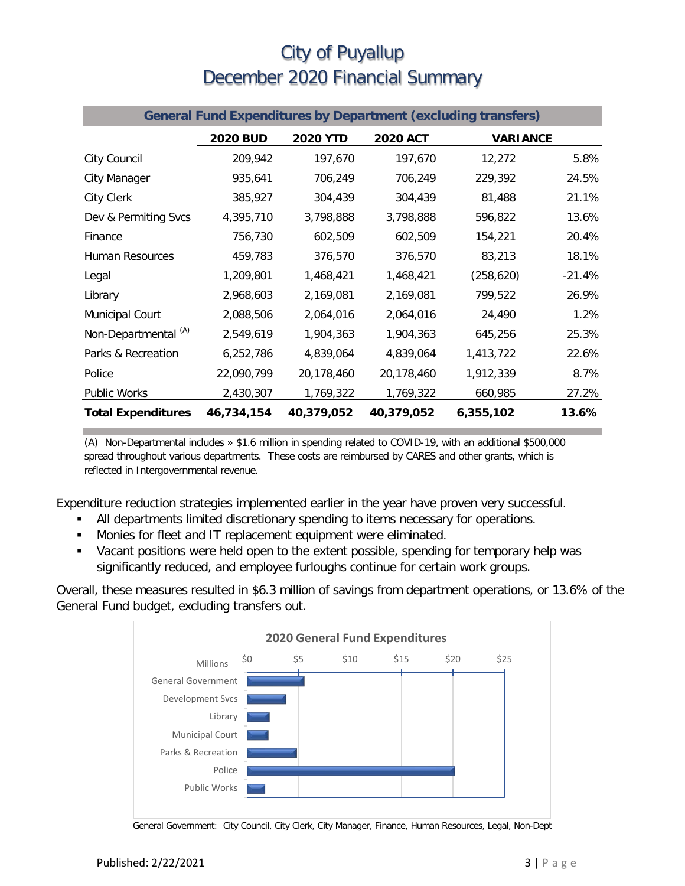# City of Puyallup
# December 2020 Financial Summary

| General Fund Expenditures by Department (excluding transfers) | | | | | |
|---|---|---|---|---|---|
| | **2020 BUD** | **2020 YTD** | **2020 ACT** | **VARIANCE** | |
| City Council | 209,942 | 197,670 | 197,670 | 12,272 | 5.8% |
| City Manager | 935,641 | 706,249 | 706,249 | 229,392 | 24.5% |
| City Clerk | 385,927 | 304,439 | 304,439 | 81,488 | 21.1% |
| Dev & Permiting Svcs | 4,395,710 | 3,798,888 | 3,798,888 | 596,822 | 13.6% |
| Finance | 756,730 | 602,509 | 602,509 | 154,221 | 20.4% |
| Human Resources | 459,783 | 376,570 | 376,570 | 83,213 | 18.1% |
| Legal | 1,209,801 | 1,468,421 | 1,468,421 | (258,620) | -21.4% |
| Library | 2,968,603 | 2,169,081 | 2,169,081 | 799,522 | 26.9% |
| Municipal Court | 2,088,506 | 2,064,016 | 2,064,016 | 24,490 | 1.2% |
| Non-Departmental [(A)] | 2,549,619 | 1,904,363 | 1,904,363 | 645,256 | 25.3% |
| Parks & Recreation | 6,252,786 | 4,839,064 | 4,839,064 | 1,413,722 | 22.6% |
| Police | 22,090,799 | 20,178,460 | 20,178,460 | 1,912,339 | 8.7% |
| Public Works | 2,430,307 | 1,769,322 | 1,769,322 | 660,985 | 27.2% |
| **Total Expenditures** | **46,734,154** | **40,379,052** | **40,379,052** | **6,355,102** | **13.6%** |

(A) Non-Departmental includes » $1.6 million in spending related to COVID-19, with an additional $500,000 spread throughout various departments. These costs are reimbursed by CARES and other grants, which is reflected in Intergovernmental revenue.

Expenditure reduction strategies implemented earlier in the year have proven very successful.

- All departments limited discretionary spending to items necessary for operations.
- Monies for fleet and IT replacement equipment were eliminated.
- Vacant positions were held open to the extent possible, spending for temporary help was significantly reduced, and employee furloughs continue for certain work groups.

Overall, these measures resulted in $6.3 million of savings from department operations, or 13.6% of the General Fund budget, excluding transfers out.

**2020 General Fund Expenditures**

| Millions | Approx. Value |
|---|---|
| General Government | ~$5.5 |
| Development Svcs | ~$3.8 |
| Library | ~$2.2 |
| Municipal Court | ~$2.1 |
| Parks & Recreation | ~$4.8 |
| Police | ~$20.2 |
| Public Works | ~$1.8 |

General Government: City Council, City Clerk, City Manager, Finance, Human Resources, Legal, Non-Dept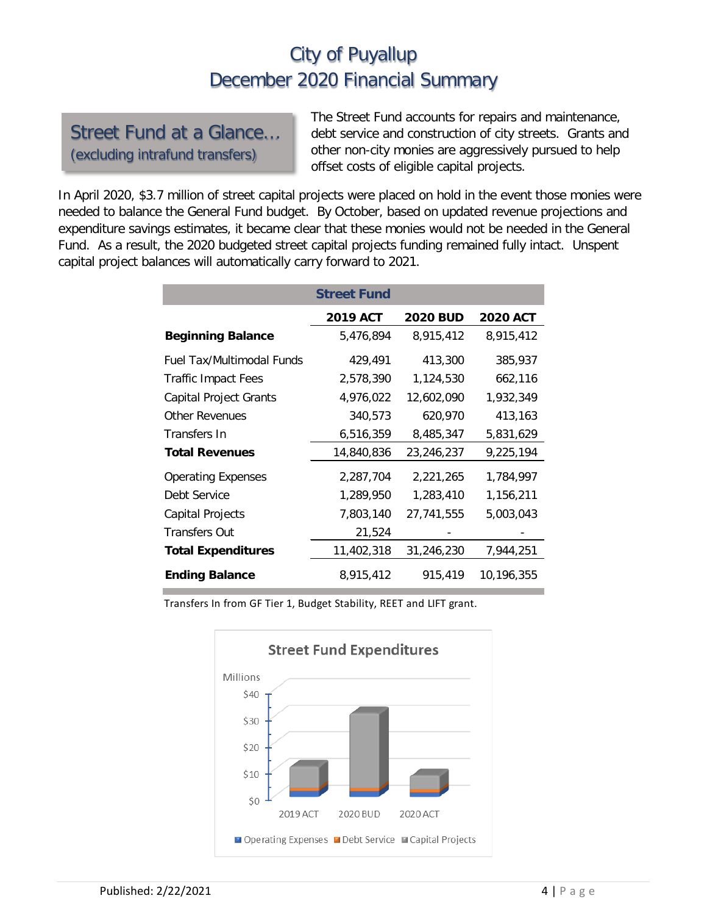# City of Puyallup
# December 2020 Financial Summary

## Street Fund at a Glance…
(excluding intrafund transfers)

The Street Fund accounts for repairs and maintenance, debt service and construction of city streets. Grants and other non-city monies are aggressively pursued to help offset costs of eligible capital projects.

In April 2020, $3.7 million of street capital projects were placed on hold in the event those monies were needed to balance the General Fund budget. By October, based on updated revenue projections and expenditure savings estimates, it became clear that these monies would not be needed in the General Fund. As a result, the 2020 budgeted street capital projects funding remained fully intact. Unspent capital project balances will automatically carry forward to 2021.

| Street Fund | | | |
|---|---|---|---|
| | **2019 ACT** | **2020 BUD** | **2020 ACT** |
| **Beginning Balance** | 5,476,894 | 8,915,412 | 8,915,412 |
| Fuel Tax/Multimodal Funds | 429,491 | 413,300 | 385,937 |
| Traffic Impact Fees | 2,578,390 | 1,124,530 | 662,116 |
| Capital Project Grants | 4,976,022 | 12,602,090 | 1,932,349 |
| Other Revenues | 340,573 | 620,970 | 413,163 |
| Transfers In | 6,516,359 | 8,485,347 | 5,831,629 |
| **Total Revenues** | 14,840,836 | 23,246,237 | 9,225,194 |
| Operating Expenses | 2,287,704 | 2,221,265 | 1,784,997 |
| Debt Service | 1,289,950 | 1,283,410 | 1,156,211 |
| Capital Projects | 7,803,140 | 27,741,555 | 5,003,043 |
| Transfers Out | 21,524 | - | - |
| **Total Expenditures** | 11,402,318 | 31,246,230 | 7,944,251 |
| **Ending Balance** | 8,915,412 | 915,419 | 10,196,355 |

Transfers In from GF Tier 1, Budget Stability, REET and LIFT grant.

**Street Fund Expenditures**

Millions: $0, $10, $20, $30, $40

2019 ACT | 2020 BUD | 2020 ACT

Operating Expenses | Debt Service | Capital Projects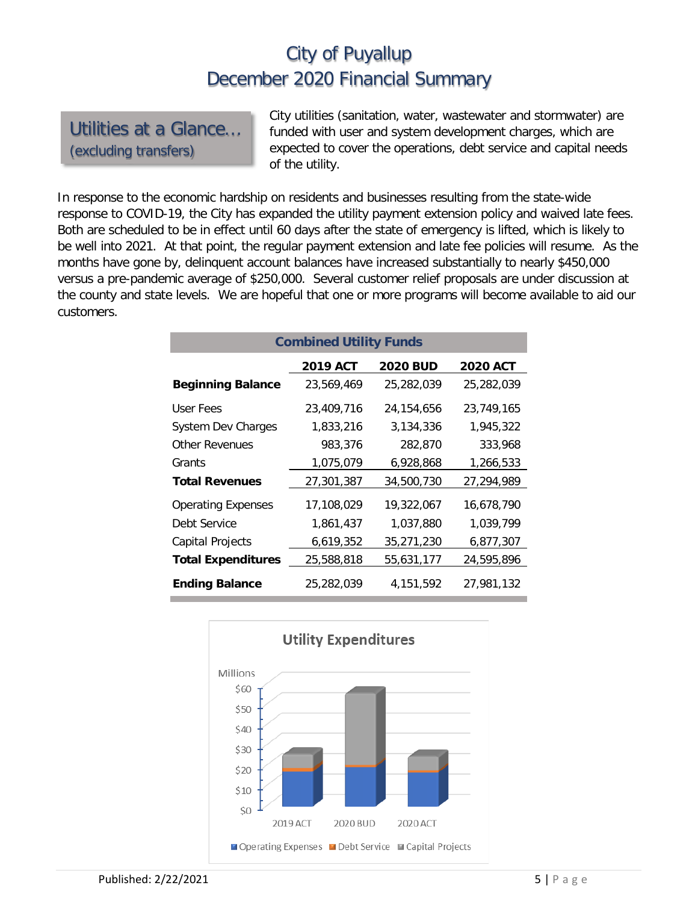# City of Puyallup
# December 2020 Financial Summary

## Utilities at a Glance…
(excluding transfers)

City utilities (sanitation, water, wastewater and stormwater) are funded with user and system development charges, which are expected to cover the operations, debt service and capital needs of the utility.

In response to the economic hardship on residents and businesses resulting from the state-wide response to COVID-19, the City has expanded the utility payment extension policy and waived late fees. Both are scheduled to be in effect until 60 days after the state of emergency is lifted, which is likely to be well into 2021. At that point, the regular payment extension and late fee policies will resume. As the months have gone by, delinquent account balances have increased substantially to nearly $450,000 versus a pre-pandemic average of $250,000. Several customer relief proposals are under discussion at the county and state levels. We are hopeful that one or more programs will become available to aid our customers.

**Combined Utility Funds**

| | 2019 ACT | 2020 BUD | 2020 ACT |
|---|---|---|---|
| **Beginning Balance** | 23,569,469 | 25,282,039 | 25,282,039 |
| User Fees | 23,409,716 | 24,154,656 | 23,749,165 |
| System Dev Charges | 1,833,216 | 3,134,336 | 1,945,322 |
| Other Revenues | 983,376 | 282,870 | 333,968 |
| Grants | 1,075,079 | 6,928,868 | 1,266,533 |
| **Total Revenues** | 27,301,387 | 34,500,730 | 27,294,989 |
| Operating Expenses | 17,108,029 | 19,322,067 | 16,678,790 |
| Debt Service | 1,861,437 | 1,037,880 | 1,039,799 |
| Capital Projects | 6,619,352 | 35,271,230 | 6,877,307 |
| **Total Expenditures** | 25,588,818 | 55,631,177 | 24,595,896 |
| **Ending Balance** | 25,282,039 | 4,151,592 | 27,981,132 |

**Utility Expenditures**

Millions: $0 – $60; 2019 ACT, 2020 BUD, 2020 ACT

Operating Expenses · Debt Service · Capital Projects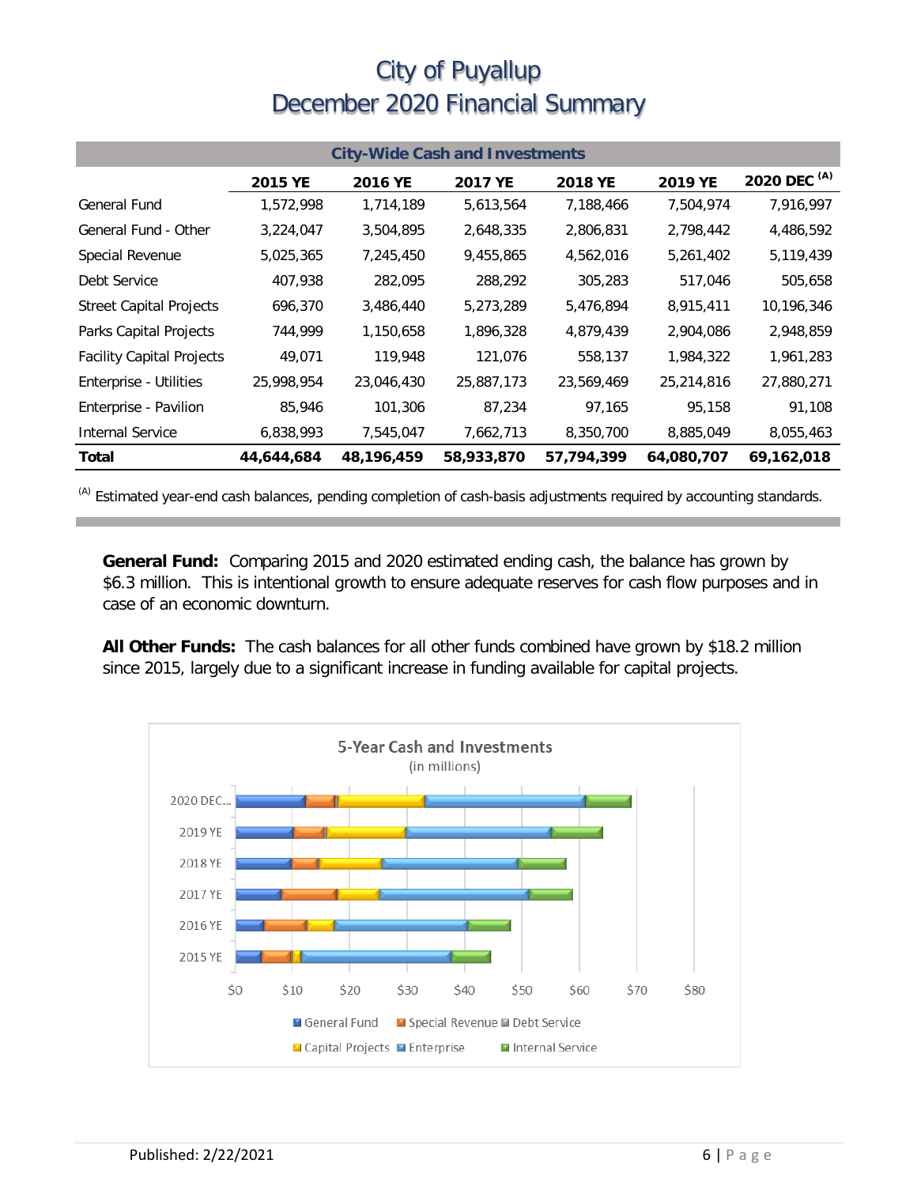# City of Puyallup
# December 2020 Financial Summary

| City-Wide Cash and Investments | | | | | | |
|---|---|---|---|---|---|---|
| | 2015 YE | 2016 YE | 2017 YE | 2018 YE | 2019 YE | 2020 DEC [A] |
| General Fund | 1,572,998 | 1,714,189 | 5,613,564 | 7,188,466 | 7,504,974 | 7,916,997 |
| General Fund - Other | 3,224,047 | 3,504,895 | 2,648,335 | 2,806,831 | 2,798,442 | 4,486,592 |
| Special Revenue | 5,025,365 | 7,245,450 | 9,455,865 | 4,562,016 | 5,261,402 | 5,119,439 |
| Debt Service | 407,938 | 282,095 | 288,292 | 305,283 | 517,046 | 505,658 |
| Street Capital Projects | 696,370 | 3,486,440 | 5,273,289 | 5,476,894 | 8,915,411 | 10,196,346 |
| Parks Capital Projects | 744,999 | 1,150,658 | 1,896,328 | 4,879,439 | 2,904,086 | 2,948,859 |
| Facility Capital Projects | 49,071 | 119,948 | 121,076 | 558,137 | 1,984,322 | 1,961,283 |
| Enterprise - Utilities | 25,998,954 | 23,046,430 | 25,887,173 | 23,569,469 | 25,214,816 | 27,880,271 |
| Enterprise - Pavilion | 85,946 | 101,306 | 87,234 | 97,165 | 95,158 | 91,108 |
| Internal Service | 6,838,993 | 7,545,047 | 7,662,713 | 8,350,700 | 8,885,049 | 8,055,463 |
| **Total** | **44,644,684** | **48,196,459** | **58,933,870** | **57,794,399** | **64,080,707** | **69,162,018** |

[A] Estimated year-end cash balances, pending completion of cash-basis adjustments required by accounting standards.

**General Fund:** Comparing 2015 and 2020 estimated ending cash, the balance has grown by $6.3 million. This is intentional growth to ensure adequate reserves for cash flow purposes and in case of an economic downturn.

**All Other Funds:** The cash balances for all other funds combined have grown by $18.2 million since 2015, largely due to a significant increase in funding available for capital projects.

5-Year Cash and Investments
(in millions)

Legend: General Fund, Special Revenue, Debt Service, Capital Projects, Enterprise, Internal Service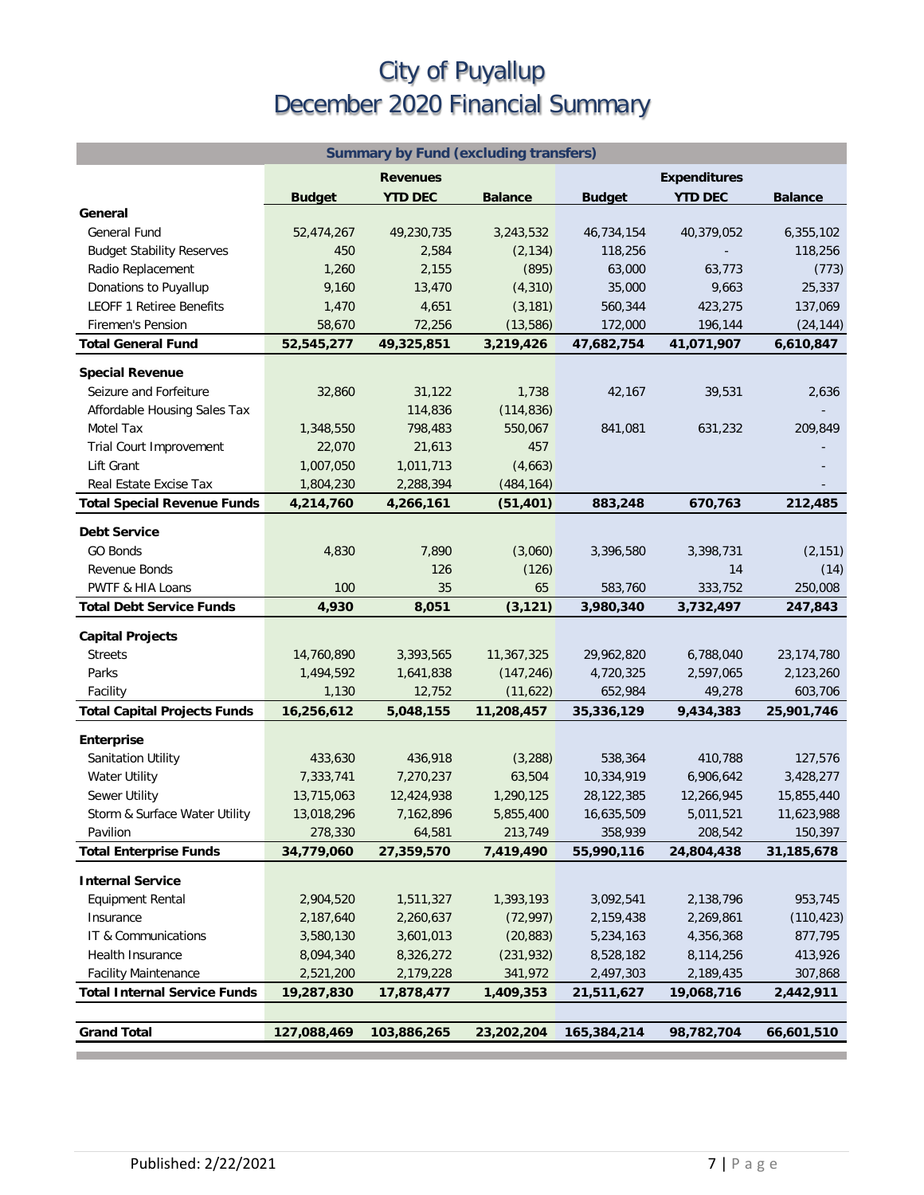# City of Puyallup
# December 2020 Financial Summary

| Summary by Fund (excluding transfers) | | | | | | |
|---|---|---|---|---|---|---|
| | Revenues | | | Expenditures | | |
| | **Budget** | **YTD DEC** | **Balance** | **Budget** | **YTD DEC** | **Balance** |
| **General** | | | | | | |
| General Fund | 52,474,267 | 49,230,735 | 3,243,532 | 46,734,154 | 40,379,052 | 6,355,102 |
| Budget Stability Reserves | 450 | 2,584 | (2,134) | 118,256 | - | 118,256 |
| Radio Replacement | 1,260 | 2,155 | (895) | 63,000 | 63,773 | (773) |
| Donations to Puyallup | 9,160 | 13,470 | (4,310) | 35,000 | 9,663 | 25,337 |
| LEOFF 1 Retiree Benefits | 1,470 | 4,651 | (3,181) | 560,344 | 423,275 | 137,069 |
| Firemen's Pension | 58,670 | 72,256 | (13,586) | 172,000 | 196,144 | (24,144) |
| **Total General Fund** | **52,545,277** | **49,325,851** | **3,219,426** | **47,682,754** | **41,071,907** | **6,610,847** |
| **Special Revenue** | | | | | | |
| Seizure and Forfeiture | 32,860 | 31,122 | 1,738 | 42,167 | 39,531 | 2,636 |
| Affordable Housing Sales Tax | | 114,836 | (114,836) | | | - |
| Motel Tax | 1,348,550 | 798,483 | 550,067 | 841,081 | 631,232 | 209,849 |
| Trial Court Improvement | 22,070 | 21,613 | 457 | | | - |
| Lift Grant | 1,007,050 | 1,011,713 | (4,663) | | | - |
| Real Estate Excise Tax | 1,804,230 | 2,288,394 | (484,164) | | | - |
| **Total Special Revenue Funds** | **4,214,760** | **4,266,161** | **(51,401)** | **883,248** | **670,763** | **212,485** |
| **Debt Service** | | | | | | |
| GO Bonds | 4,830 | 7,890 | (3,060) | 3,396,580 | 3,398,731 | (2,151) |
| Revenue Bonds | | 126 | (126) | | 14 | (14) |
| PWTF & HIA Loans | 100 | 35 | 65 | 583,760 | 333,752 | 250,008 |
| **Total Debt Service Funds** | **4,930** | **8,051** | **(3,121)** | **3,980,340** | **3,732,497** | **247,843** |
| **Capital Projects** | | | | | | |
| Streets | 14,760,890 | 3,393,565 | 11,367,325 | 29,962,820 | 6,788,040 | 23,174,780 |
| Parks | 1,494,592 | 1,641,838 | (147,246) | 4,720,325 | 2,597,065 | 2,123,260 |
| Facility | 1,130 | 12,752 | (11,622) | 652,984 | 49,278 | 603,706 |
| **Total Capital Projects Funds** | **16,256,612** | **5,048,155** | **11,208,457** | **35,336,129** | **9,434,383** | **25,901,746** |
| **Enterprise** | | | | | | |
| Sanitation Utility | 433,630 | 436,918 | (3,288) | 538,364 | 410,788 | 127,576 |
| Water Utility | 7,333,741 | 7,270,237 | 63,504 | 10,334,919 | 6,906,642 | 3,428,277 |
| Sewer Utility | 13,715,063 | 12,424,938 | 1,290,125 | 28,122,385 | 12,266,945 | 15,855,440 |
| Storm & Surface Water Utility | 13,018,296 | 7,162,896 | 5,855,400 | 16,635,509 | 5,011,521 | 11,623,988 |
| Pavilion | 278,330 | 64,581 | 213,749 | 358,939 | 208,542 | 150,397 |
| **Total Enterprise Funds** | **34,779,060** | **27,359,570** | **7,419,490** | **55,990,116** | **24,804,438** | **31,185,678** |
| **Internal Service** | | | | | | |
| Equipment Rental | 2,904,520 | 1,511,327 | 1,393,193 | 3,092,541 | 2,138,796 | 953,745 |
| Insurance | 2,187,640 | 2,260,637 | (72,997) | 2,159,438 | 2,269,861 | (110,423) |
| IT & Communications | 3,580,130 | 3,601,013 | (20,883) | 5,234,163 | 4,356,368 | 877,795 |
| Health Insurance | 8,094,340 | 8,326,272 | (231,932) | 8,528,182 | 8,114,256 | 413,926 |
| Facility Maintenance | 2,521,200 | 2,179,228 | 341,972 | 2,497,303 | 2,189,435 | 307,868 |
| **Total Internal Service Funds** | **19,287,830** | **17,878,477** | **1,409,353** | **21,511,627** | **19,068,716** | **2,442,911** |
| **Grand Total** | **127,088,469** | **103,886,265** | **23,202,204** | **165,384,214** | **98,782,704** | **66,601,510** |

Published: 2/22/2021